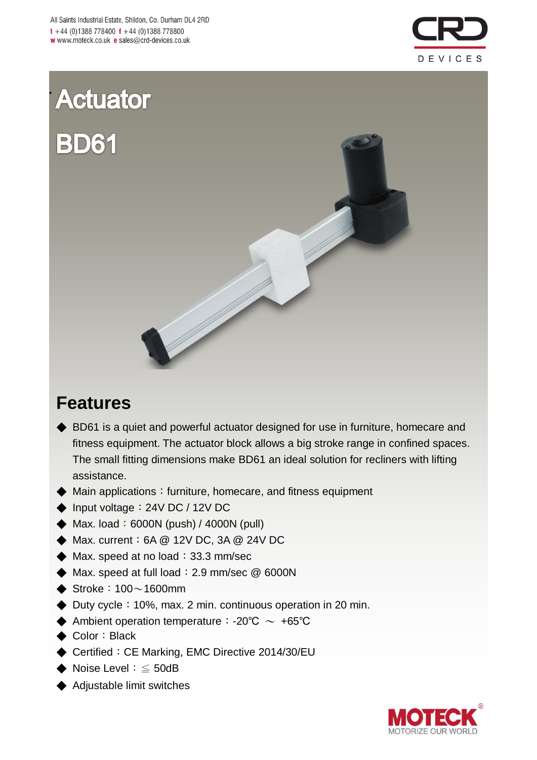All Saints Industrial Estate, Shildon, Co. Durham DL4 2RD
t +44 (0)1388 778400 f +44 (0)1388 778800
w www.moteck.co.uk e sales@crd-devices.co.uk

# Actuator

# BD61

## Features

- BD61 is a quiet and powerful actuator designed for use in furniture, homecare and fitness equipment. The actuator block allows a big stroke range in confined spaces. The small fitting dimensions make BD61 an ideal solution for recliners with lifting assistance.
- Main applications：furniture, homecare, and fitness equipment
- Input voltage：24V DC / 12V DC
- Max. load：6000N (push) / 4000N (pull)
- Max. current：6A @ 12V DC, 3A @ 24V DC
- Max. speed at no load：33.3 mm/sec
- Max. speed at full load：2.9 mm/sec @ 6000N
- Stroke：100～1600mm
- Duty cycle：10%, max. 2 min. continuous operation in 20 min.
- Ambient operation temperature：-20℃ ～ +65℃
- Color：Black
- Certified：CE Marking, EMC Directive 2014/30/EU
- Noise Level：≦ 50dB
- Adjustable limit switches

MOTECK® MOTORIZE OUR WORLD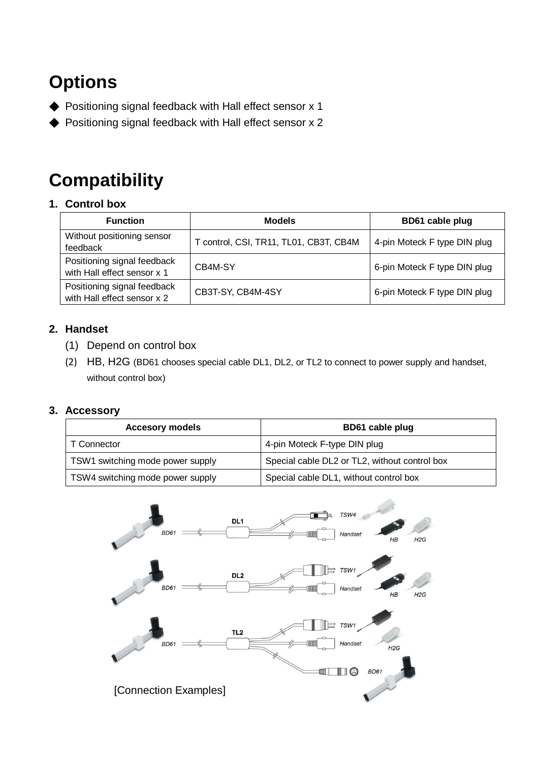# Options

- ◆ Positioning signal feedback with Hall effect sensor x 1
- ◆ Positioning signal feedback with Hall effect sensor x 2

# Compatibility

## 1. Control box

| Function | Models | BD61 cable plug |
| --- | --- | --- |
| Without positioning sensor feedback | T control, CSI, TR11, TL01, CB3T, CB4M | 4-pin Moteck F type DIN plug |
| Positioning signal feedback with Hall effect sensor x 1 | CB4M-SY | 6-pin Moteck F type DIN plug |
| Positioning signal feedback with Hall effect sensor x 2 | CB3T-SY, CB4M-4SY | 6-pin Moteck F type DIN plug |

## 2. Handset

(1) Depend on control box

(2) HB, H2G (BD61 chooses special cable DL1, DL2, or TL2 to connect to power supply and handset, without control box)

## 3. Accessory

| Accesory models | BD61 cable plug |
| --- | --- |
| T Connector | 4-pin Moteck F-type DIN plug |
| TSW1 switching mode power supply | Special cable DL2 or TL2, without control box |
| TSW4 switching mode power supply | Special cable DL1, without control box |

[Connection Examples]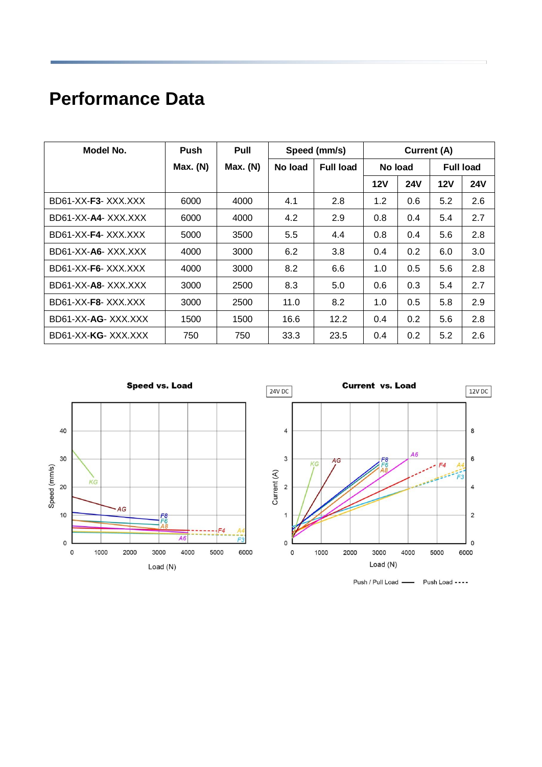# Performance Data

| Model No. | Push Max. (N) | Pull Max. (N) | Speed (mm/s) | | Current (A) | | | |
|---|---|---|---|---|---|---|---|---|
| | | | No load | Full load | No load | | Full load | |
| | | | | | 12V | 24V | 12V | 24V |
| BD61-XX-**F3**- XXX.XXX | 6000 | 4000 | 4.1 | 2.8 | 1.2 | 0.6 | 5.2 | 2.6 |
| BD61-XX-**A4**- XXX.XXX | 6000 | 4000 | 4.2 | 2.9 | 0.8 | 0.4 | 5.4 | 2.7 |
| BD61-XX-**F4**- XXX.XXX | 5000 | 3500 | 5.5 | 4.4 | 0.8 | 0.4 | 5.6 | 2.8 |
| BD61-XX-**A6**- XXX.XXX | 4000 | 3000 | 6.2 | 3.8 | 0.4 | 0.2 | 6.0 | 3.0 |
| BD61-XX-**F6**- XXX.XXX | 4000 | 3000 | 8.2 | 6.6 | 1.0 | 0.5 | 5.6 | 2.8 |
| BD61-XX-**A8**- XXX.XXX | 3000 | 2500 | 8.3 | 5.0 | 0.6 | 0.3 | 5.4 | 2.7 |
| BD61-XX-**F8**- XXX.XXX | 3000 | 2500 | 11.0 | 8.2 | 1.0 | 0.5 | 5.8 | 2.9 |
| BD61-XX-**AG**- XXX.XXX | 1500 | 1500 | 16.6 | 12.2 | 0.4 | 0.2 | 5.6 | 2.8 |
| BD61-XX-**KG**- XXX.XXX | 750 | 750 | 33.3 | 23.5 | 0.4 | 0.2 | 5.2 | 2.6 |

**Speed vs. Load**

**Current vs. Load**

24V DC | 12V DC

Push / Pull Load —— Push Load - - - -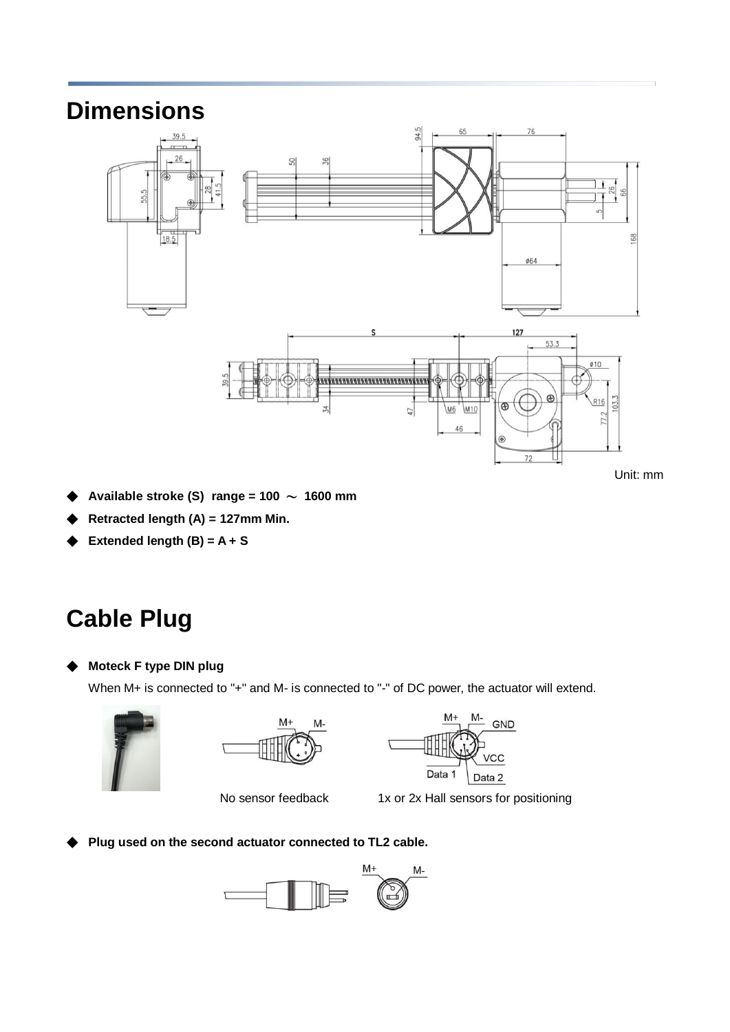## Dimensions

Unit: mm

- **Available stroke (S) range = 100 ～ 1600 mm**
- **Retracted length (A) = 127mm Min.**
- **Extended length (B) = A + S**

## Cable Plug

- **Moteck F type DIN plug**

  When M+ is connected to "+" and M- is connected to "-" of DC power, the actuator will extend.

No sensor feedback

1x or 2x Hall sensors for positioning

- **Plug used on the second actuator connected to TL2 cable.**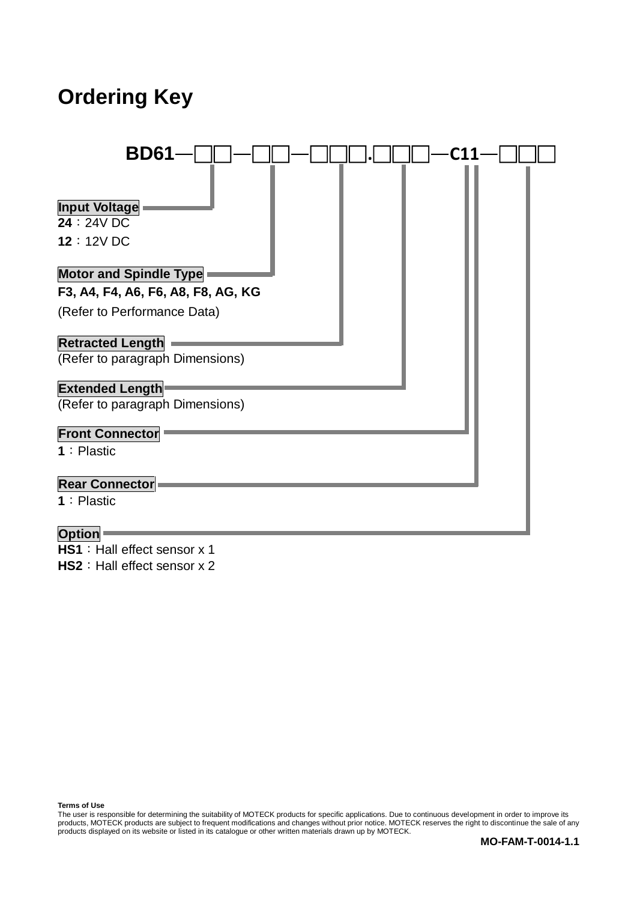# Ordering Key

**BD61—□□—□□—□□□.□□□—C11—□□□**

**Input Voltage**

**24**：24V DC

**12**：12V DC

**Motor and Spindle Type**

**F3, A4, F4, A6, F6, A8, F8, AG, KG**

(Refer to Performance Data)

**Retracted Length**

(Refer to paragraph Dimensions)

**Extended Length**

(Refer to paragraph Dimensions)

**Front Connector**

**1**：Plastic

**Rear Connector**

**1**：Plastic

**Option**

**HS1**：Hall effect sensor x 1

**HS2**：Hall effect sensor x 2

**Terms of Use**

The user is responsible for determining the suitability of MOTECK products for specific applications. Due to continuous development in order to improve its products, MOTECK products are subject to frequent modifications and changes without prior notice. MOTECK reserves the right to discontinue the sale of any products displayed on its website or listed in its catalogue or other written materials drawn up by MOTECK.

**MO-FAM-T-0014-1.1**